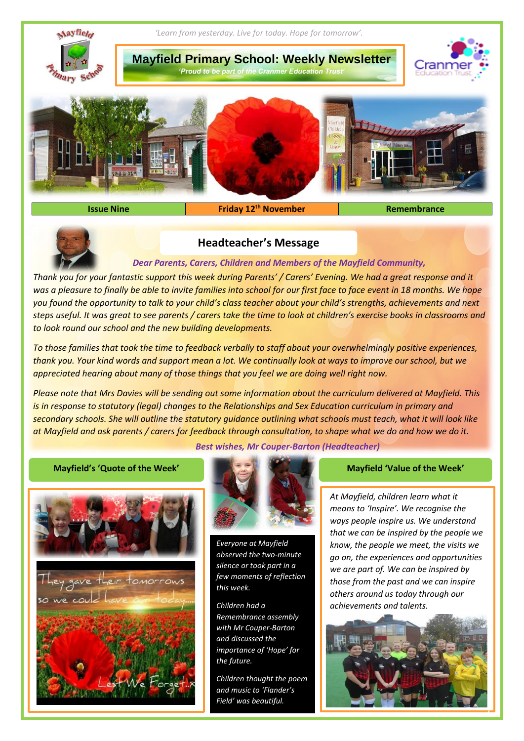*'Learn from yesterday. Live for today. Hope for tomorrow'.*

# Mayfield Primary School: Weekly Newsletter

***'Proud to be part of the Cranmer Education Trust'***

| Issue Nine | Friday 12th November | Remembrance |
|---|---|---|

## Headteacher's Message

***Dear Parents, Carers, Children and Members of the Mayfield Community,***

*Thank you for your fantastic support this week during Parents' / Carers' Evening. We had a great response and it was a pleasure to finally be able to invite families into school for our first face to face event in 18 months. We hope you found the opportunity to talk to your child's class teacher about your child's strengths, achievements and next steps useful. It was great to see parents / carers take the time to look at children's exercise books in classrooms and to look round our school and the new building developments.*

*To those families that took the time to feedback verbally to staff about your overwhelmingly positive experiences, thank you. Your kind words and support mean a lot. We continually look at ways to improve our school, but we appreciated hearing about many of those things that you feel we are doing well right now.*

*Please note that Mrs Davies will be sending out some information about the curriculum delivered at Mayfield. This is in response to statutory (legal) changes to the Relationships and Sex Education curriculum in primary and secondary schools. She will outline the statutory guidance outlining what schools must teach, what it will look like at Mayfield and ask parents / carers for feedback through consultation, to shape what we do and how we do it.*

***Best wishes, Mr Couper-Barton (Headteacher)***

### Mayfield's 'Quote of the Week'

They gave their tomorrows so we could have our today....

Lest We Forget..x

*Everyone at Mayfield observed the two-minute silence or took part in a few moments of reflection this week.*

*Children had a Remembrance assembly with Mr Couper-Barton and discussed the importance of 'Hope' for the future.*

*Children thought the poem and music to 'Flander's Field' was beautiful.*

### Mayfield 'Value of the Week'

*At Mayfield, children learn what it means to 'Inspire'. We recognise the ways people inspire us. We understand that we can be inspired by the people we know, the people we meet, the visits we go on, the experiences and opportunities we are part of. We can be inspired by those from the past and we can inspire others around us today through our achievements and talents.*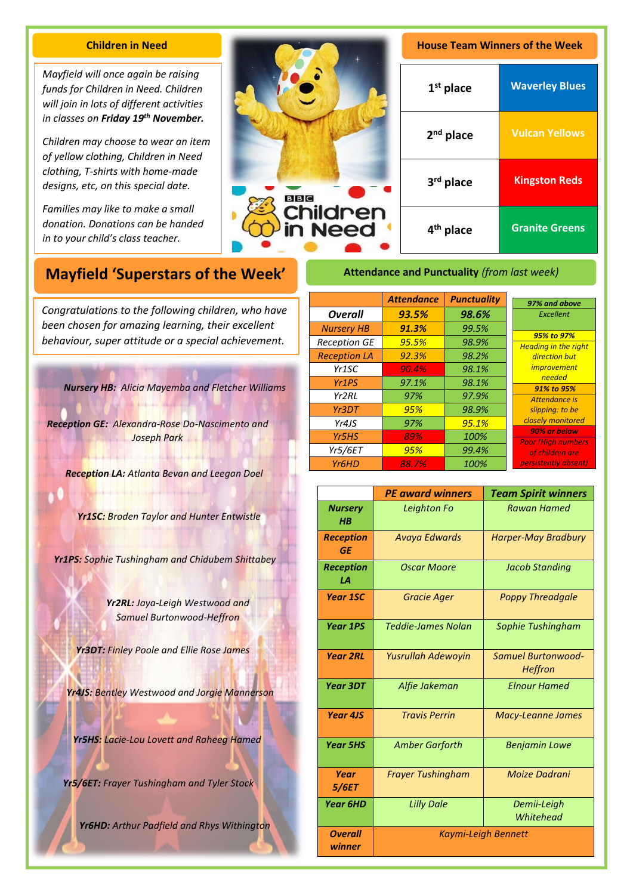## Children in Need

*Mayfield will once again be raising funds for Children in Need. Children will join in lots of different activities in classes on **Friday 19th November.***

*Children may choose to wear an item of yellow clothing, Children in Need clothing, T-shirts with home-made designs, etc, on this special date.*

*Families may like to make a small donation. Donations can be handed in to your child's class teacher.*

## House Team Winners of the Week

| Place | Team |
|---|---|
| 1st place | Waverley Blues |
| 2nd place | Vulcan Yellows |
| 3rd place | Kingston Reds |
| 4th place | Granite Greens |

## Mayfield 'Superstars of the Week'

*Congratulations to the following children, who have been chosen for amazing learning, their excellent behaviour, super attitude or a special achievement.*

***Nursery HB:*** *Alicia Mayemba and Fletcher Williams*

***Reception GE:*** *Alexandra-Rose Do-Nascimento and Joseph Park*

***Reception LA:*** *Atlanta Bevan and Leegan Doel*

***Yr1SC:*** *Broden Taylor and Hunter Entwistle*

***Yr1PS:*** *Sophie Tushingham and Chidubem Shittabey*

***Yr2RL:*** *Jaya-Leigh Westwood and Samuel Burtonwood-Heffron*

***Yr3DT:*** *Finley Poole and Ellie Rose James*

***Yr4JS:*** *Bentley Westwood and Jorgie Mannerson*

***Yr5HS:*** *Lacie-Lou Lovett and Raheeg Hamed*

***Yr5/6ET:*** *Frayer Tushingham and Tyler Stock*

***Yr6HD:*** *Arthur Padfield and Rhys Withington*

## Attendance and Punctuality *(from last week)*

| | *Attendance* | *Punctuality* |
|---|---|---|
| ***Overall*** | ***93.5%*** | ***98.6%*** |
| *Nursery HB* | *91.3%* | *99.5%* |
| *Reception GE* | *95.5%* | *98.9%* |
| *Reception LA* | *92.3%* | *98.2%* |
| *Yr1SC* | *90.4%* | *98.1%* |
| *Yr1PS* | *97.1%* | *98.1%* |
| *Yr2RL* | *97%* | *97.9%* |
| *Yr3DT* | *95%* | *98.9%* |
| *Yr4JS* | *97%* | *95.1%* |
| *Yr5HS* | *89%* | *100%* |
| *Yr5/6ET* | *95%* | *99.4%* |
| *Yr6HD* | *88.7%* | *100%* |

| Key | |
|---|---|
| ***97% and above*** | *Excellent* |
| ***95% to 97%*** | *Heading in the right direction but improvement needed* |
| ***91% to 95%*** | *Attendance is slipping: to be closely monitored* |
| ***90% or below*** | *Poor (High numbers of children are persistently absent)* |

| | *PE award winners* | *Team Spirit winners* |
|---|---|---|
| ***Nursery HB*** | *Leighton Fo* | *Rawan Hamed* |
| ***Reception GE*** | *Avaya Edwards* | *Harper-May Bradbury* |
| ***Reception LA*** | *Oscar Moore* | *Jacob Standing* |
| ***Year 1SC*** | *Gracie Ager* | *Poppy Threadgale* |
| ***Year 1PS*** | *Teddie-James Nolan* | *Sophie Tushingham* |
| ***Year 2RL*** | *Yusrullah Adewoyin* | *Samuel Burtonwood-Heffron* |
| ***Year 3DT*** | *Alfie Jakeman* | *Elnour Hamed* |
| ***Year 4JS*** | *Travis Perrin* | *Macy-Leanne James* |
| ***Year 5HS*** | *Amber Garforth* | *Benjamin Lowe* |
| ***Year 5/6ET*** | *Frayer Tushingham* | *Moize Dadrani* |
| ***Year 6HD*** | *Lilly Dale* | *Demii-Leigh Whitehead* |
| ***Overall winner*** | *Kaymi-Leigh Bennett* | |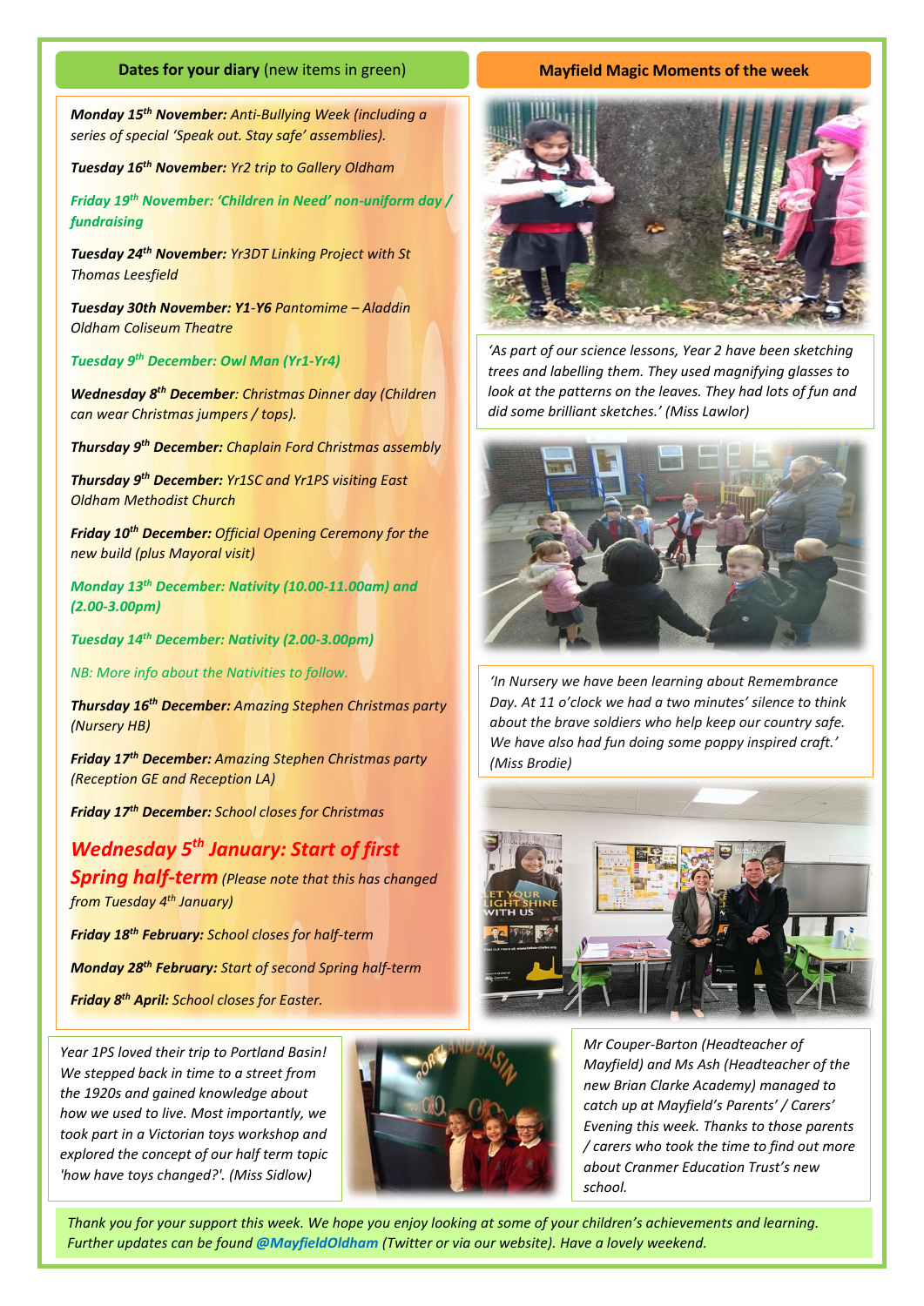## Dates for your diary (new items in green)

***Monday 15th November:*** *Anti-Bullying Week (including a series of special 'Speak out. Stay safe' assemblies).*

***Tuesday 16th November:*** *Yr2 trip to Gallery Oldham*

***Friday 19th November: 'Children in Need' non-uniform day / fundraising***

***Tuesday 24th November:*** *Yr3DT Linking Project with St Thomas Leesfield*

***Tuesday 30th November: Y1-Y6*** *Pantomime – Aladdin Oldham Coliseum Theatre*

***Tuesday 9th December: Owl Man (Yr1-Yr4)***

***Wednesday 8th December:*** *Christmas Dinner day (Children can wear Christmas jumpers / tops).*

***Thursday 9th December:*** *Chaplain Ford Christmas assembly*

***Thursday 9th December:*** *Yr1SC and Yr1PS visiting East Oldham Methodist Church*

***Friday 10th December:*** *Official Opening Ceremony for the new build (plus Mayoral visit)*

***Monday 13th December: Nativity (10.00-11.00am) and (2.00-3.00pm)***

***Tuesday 14th December: Nativity (2.00-3.00pm)***

*NB: More info about the Nativities to follow.*

***Thursday 16th December:*** *Amazing Stephen Christmas party (Nursery HB)*

***Friday 17th December:*** *Amazing Stephen Christmas party (Reception GE and Reception LA)*

***Friday 17th December:*** *School closes for Christmas*

***Wednesday 5th January: Start of first Spring half-term*** *(Please note that this has changed from Tuesday 4th January)*

***Friday 18th February:*** *School closes for half-term*

***Monday 28th February:*** *Start of second Spring half-term*

***Friday 8th April:*** *School closes for Easter.*

## Mayfield Magic Moments of the week

*'As part of our science lessons, Year 2 have been sketching trees and labelling them. They used magnifying glasses to look at the patterns on the leaves. They had lots of fun and did some brilliant sketches.' (Miss Lawlor)*

*'In Nursery we have been learning about Remembrance Day. At 11 o'clock we had a two minutes' silence to think about the brave soldiers who help keep our country safe. We have also had fun doing some poppy inspired craft.' (Miss Brodie)*

*Mr Couper-Barton (Headteacher of Mayfield) and Ms Ash (Headteacher of the new Brian Clarke Academy) managed to catch up at Mayfield's Parents' / Carers' Evening this week. Thanks to those parents / carers who took the time to find out more about Cranmer Education Trust's new school.*

*Year 1PS loved their trip to Portland Basin! We stepped back in time to a street from the 1920s and gained knowledge about how we used to live. Most importantly, we took part in a Victorian toys workshop and explored the concept of our half term topic 'how have toys changed?'. (Miss Sidlow)*

*Thank you for your support this week. We hope you enjoy looking at some of your children's achievements and learning. Further updates can be found @MayfieldOldham (Twitter or via our website). Have a lovely weekend.*